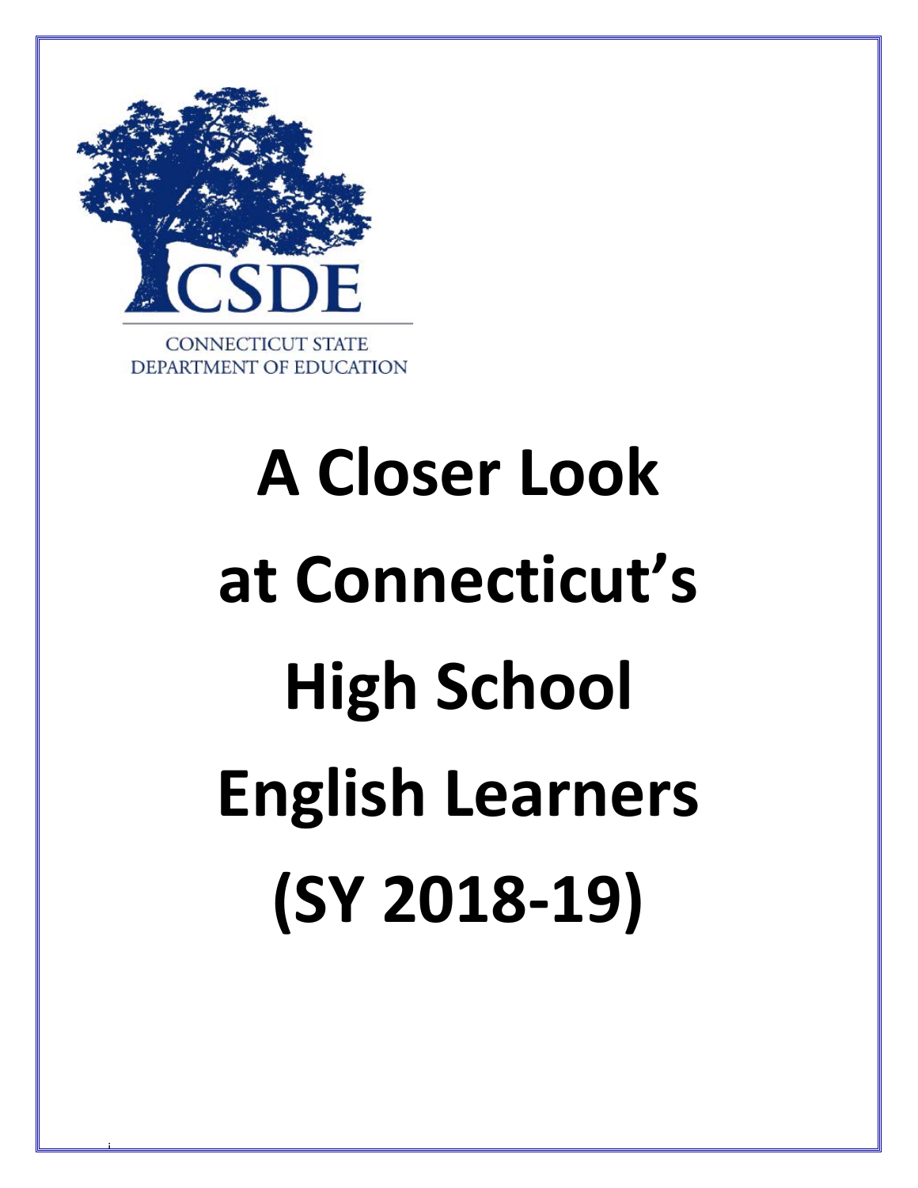CSDE

CONNECTICUT STATE DEPARTMENT OF EDUCATION

# A Closer Look at Connecticut's High School English Learners (SY 2018-19)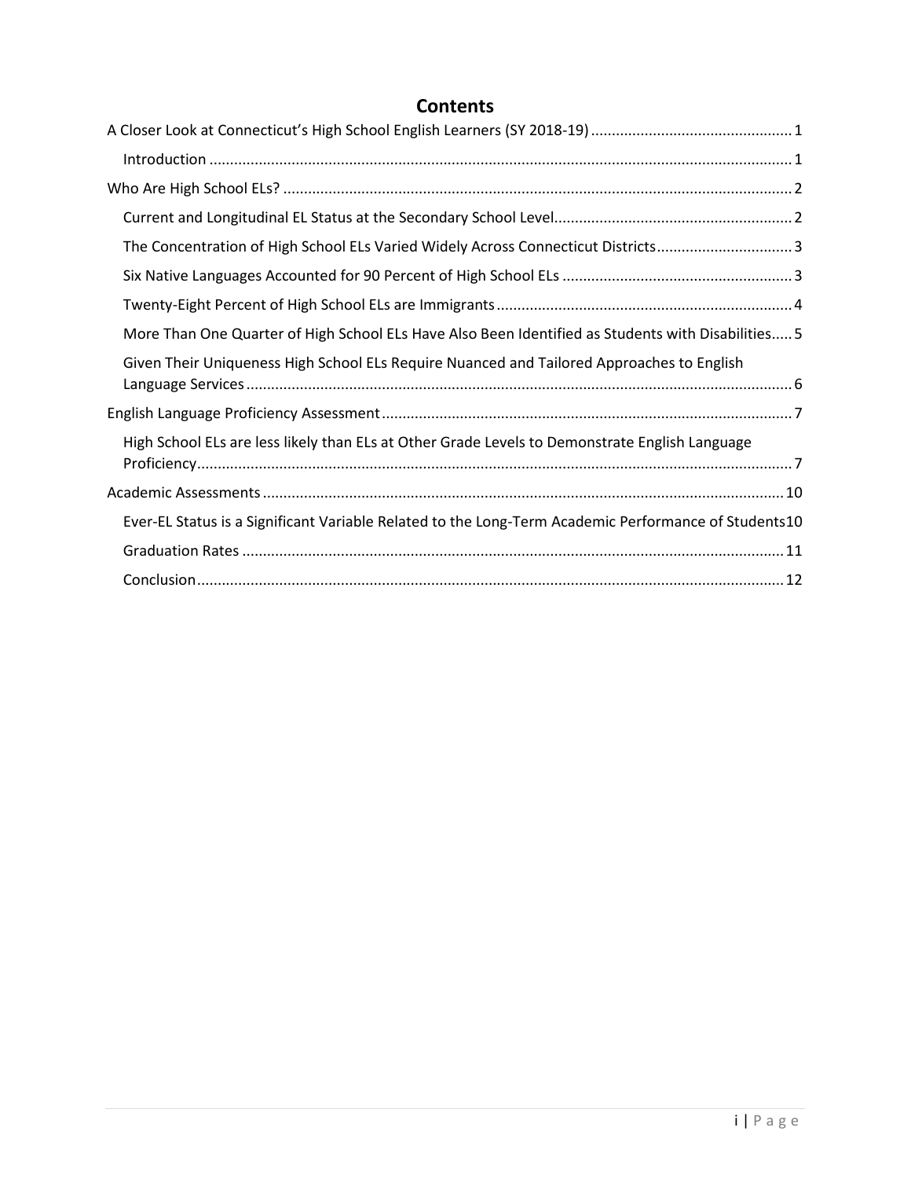# Contents

- A Closer Look at Connecticut's High School English Learners (SY 2018-19) ..... 1
  - Introduction ..... 1
- Who Are High School ELs? ..... 2
  - Current and Longitudinal EL Status at the Secondary School Level ..... 2
  - The Concentration of High School ELs Varied Widely Across Connecticut Districts ..... 3
  - Six Native Languages Accounted for 90 Percent of High School ELs ..... 3
  - Twenty-Eight Percent of High School ELs are Immigrants ..... 4
  - More Than One Quarter of High School ELs Have Also Been Identified as Students with Disabilities ..... 5
  - Given Their Uniqueness High School ELs Require Nuanced and Tailored Approaches to English Language Services ..... 6
- English Language Proficiency Assessment ..... 7
  - High School ELs are less likely than ELs at Other Grade Levels to Demonstrate English Language Proficiency ..... 7
- Academic Assessments ..... 10
  - Ever-EL Status is a Significant Variable Related to the Long-Term Academic Performance of Students ..... 10
  - Graduation Rates ..... 11
  - Conclusion ..... 12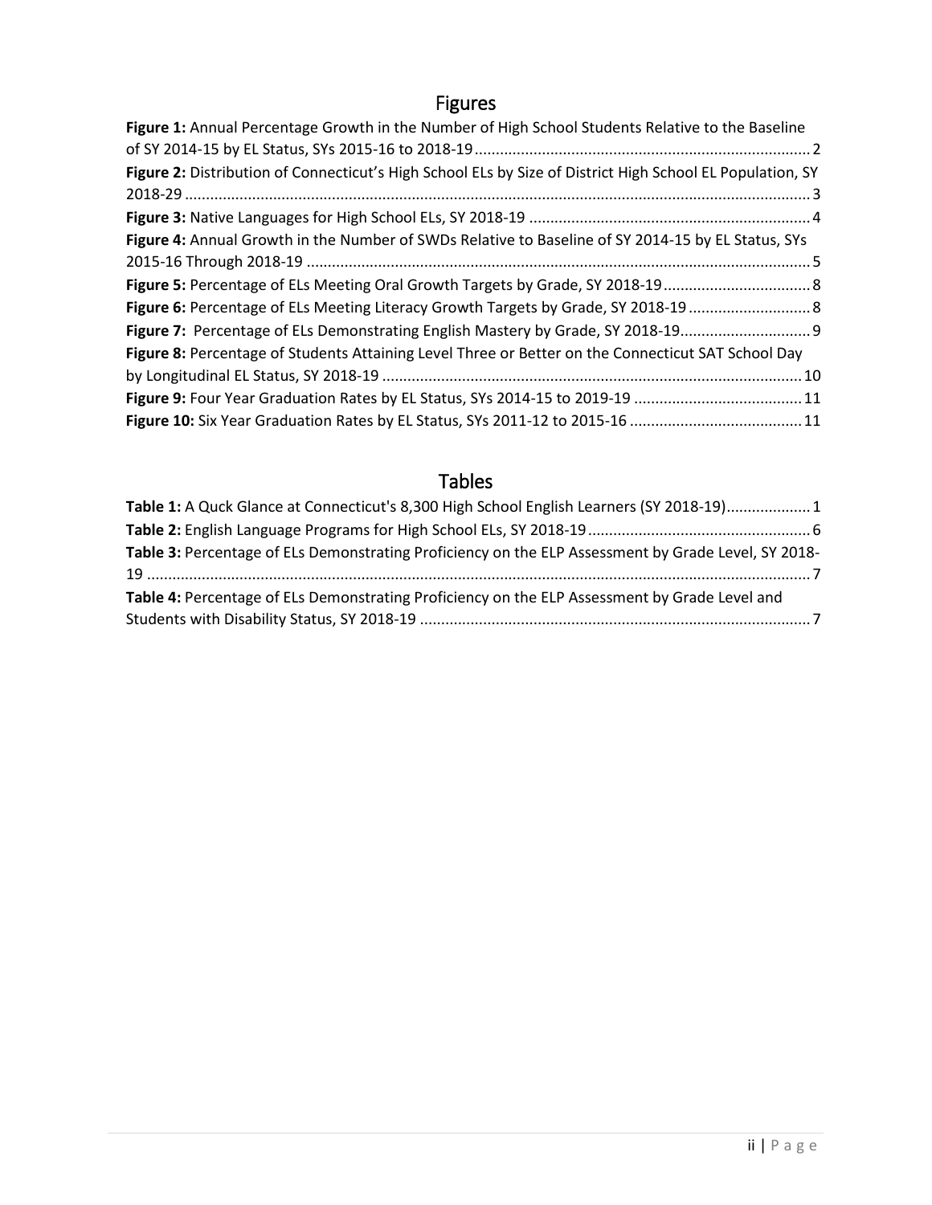## Figures

**Figure 1:** Annual Percentage Growth in the Number of High School Students Relative to the Baseline of SY 2014-15 by EL Status, SYs 2015-16 to 2018-19 ........ 2

**Figure 2:** Distribution of Connecticut's High School ELs by Size of District High School EL Population, SY 2018-29 ........ 3

**Figure 3:** Native Languages for High School ELs, SY 2018-19 ........ 4

**Figure 4:** Annual Growth in the Number of SWDs Relative to Baseline of SY 2014-15 by EL Status, SYs 2015-16 Through 2018-19 ........ 5

**Figure 5:** Percentage of ELs Meeting Oral Growth Targets by Grade, SY 2018-19 ........ 8

**Figure 6:** Percentage of ELs Meeting Literacy Growth Targets by Grade, SY 2018-19 ........ 8

**Figure 7:** Percentage of ELs Demonstrating English Mastery by Grade, SY 2018-19 ........ 9

**Figure 8:** Percentage of Students Attaining Level Three or Better on the Connecticut SAT School Day by Longitudinal EL Status, SY 2018-19 ........ 10

**Figure 9:** Four Year Graduation Rates by EL Status, SYs 2014-15 to 2019-19 ........ 11

**Figure 10:** Six Year Graduation Rates by EL Status, SYs 2011-12 to 2015-16 ........ 11

## Tables

**Table 1:** A Quck Glance at Connecticut's 8,300 High School English Learners (SY 2018-19) ........ 1

**Table 2:** English Language Programs for High School ELs, SY 2018-19 ........ 6

**Table 3:** Percentage of ELs Demonstrating Proficiency on the ELP Assessment by Grade Level, SY 2018-19 ........ 7

**Table 4:** Percentage of ELs Demonstrating Proficiency on the ELP Assessment by Grade Level and Students with Disability Status, SY 2018-19 ........ 7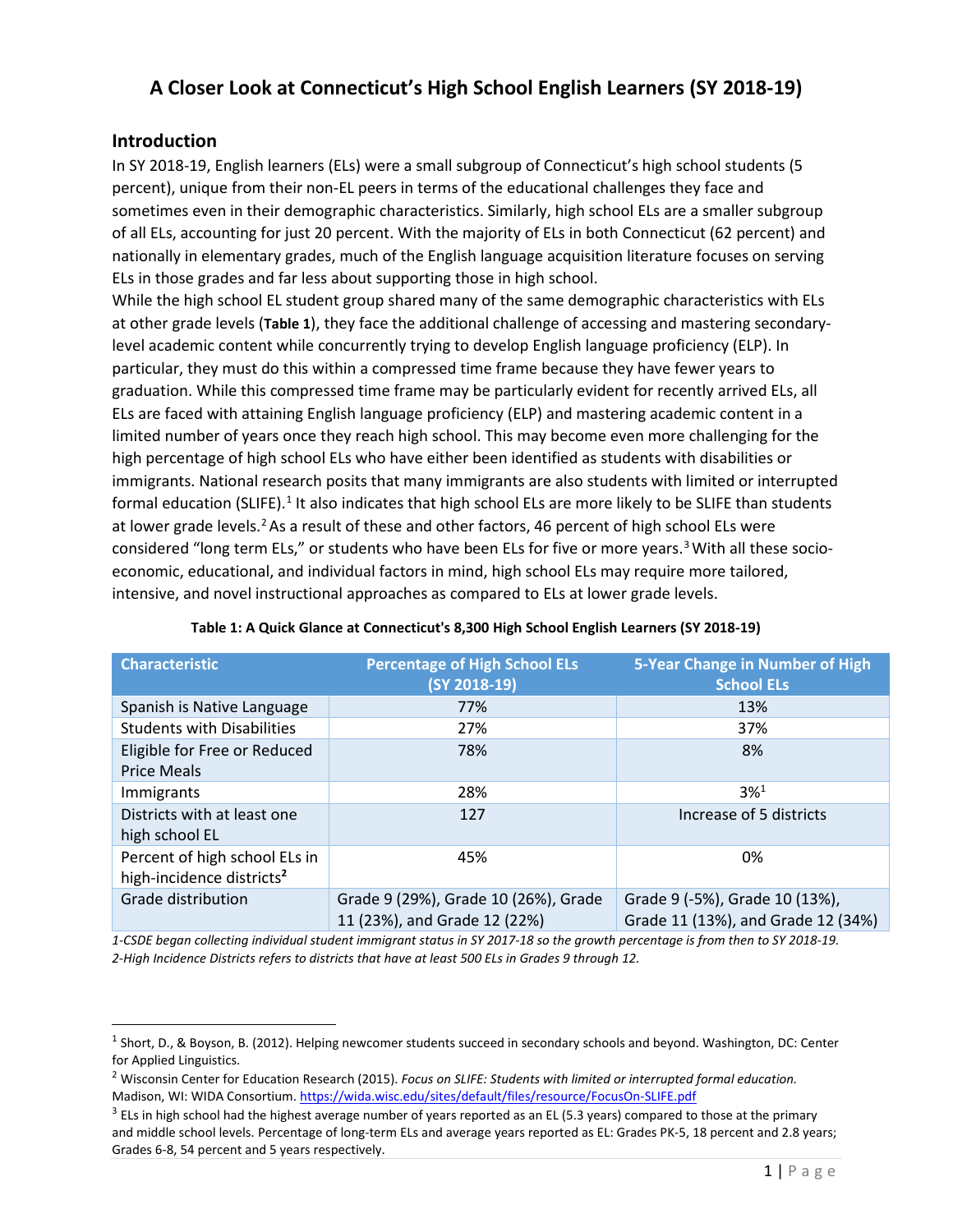# A Closer Look at Connecticut's High School English Learners (SY 2018-19)

## Introduction

In SY 2018-19, English learners (ELs) were a small subgroup of Connecticut's high school students (5 percent), unique from their non-EL peers in terms of the educational challenges they face and sometimes even in their demographic characteristics. Similarly, high school ELs are a smaller subgroup of all ELs, accounting for just 20 percent. With the majority of ELs in both Connecticut (62 percent) and nationally in elementary grades, much of the English language acquisition literature focuses on serving ELs in those grades and far less about supporting those in high school.

While the high school EL student group shared many of the same demographic characteristics with ELs at other grade levels (**Table 1**), they face the additional challenge of accessing and mastering secondary-level academic content while concurrently trying to develop English language proficiency (ELP). In particular, they must do this within a compressed time frame because they have fewer years to graduation. While this compressed time frame may be particularly evident for recently arrived ELs, all ELs are faced with attaining English language proficiency (ELP) and mastering academic content in a limited number of years once they reach high school. This may become even more challenging for the high percentage of high school ELs who have either been identified as students with disabilities or immigrants. National research posits that many immigrants are also students with limited or interrupted formal education (SLIFE).[1] It also indicates that high school ELs are more likely to be SLIFE than students at lower grade levels.[2] As a result of these and other factors, 46 percent of high school ELs were considered "long term ELs," or students who have been ELs for five or more years.[3] With all these socio-economic, educational, and individual factors in mind, high school ELs may require more tailored, intensive, and novel instructional approaches as compared to ELs at lower grade levels.

**Table 1: A Quick Glance at Connecticut's 8,300 High School English Learners (SY 2018-19)**

| Characteristic | Percentage of High School ELs (SY 2018-19) | 5-Year Change in Number of High School ELs |
|---|---|---|
| Spanish is Native Language | 77% | 13% |
| Students with Disabilities | 27% | 37% |
| Eligible for Free or Reduced Price Meals | 78% | 8% |
| Immigrants | 28% | 3%[1] |
| Districts with at least one high school EL | 127 | Increase of 5 districts |
| Percent of high school ELs in high-incidence districts[2] | 45% | 0% |
| Grade distribution | Grade 9 (29%), Grade 10 (26%), Grade 11 (23%), and Grade 12 (22%) | Grade 9 (-5%), Grade 10 (13%), Grade 11 (13%), and Grade 12 (34%) |

*1-CSDE began collecting individual student immigrant status in SY 2017-18 so the growth percentage is from then to SY 2018-19.*
*2-High Incidence Districts refers to districts that have at least 500 ELs in Grades 9 through 12.*

---

[1] Short, D., & Boyson, B. (2012). Helping newcomer students succeed in secondary schools and beyond. Washington, DC: Center for Applied Linguistics.

[2] Wisconsin Center for Education Research (2015). *Focus on SLIFE: Students with limited or interrupted formal education.* Madison, WI: WIDA Consortium. https://wida.wisc.edu/sites/default/files/resource/FocusOn-SLIFE.pdf

[3] ELs in high school had the highest average number of years reported as an EL (5.3 years) compared to those at the primary and middle school levels. Percentage of long-term ELs and average years reported as EL: Grades PK-5, 18 percent and 2.8 years; Grades 6-8, 54 percent and 5 years respectively.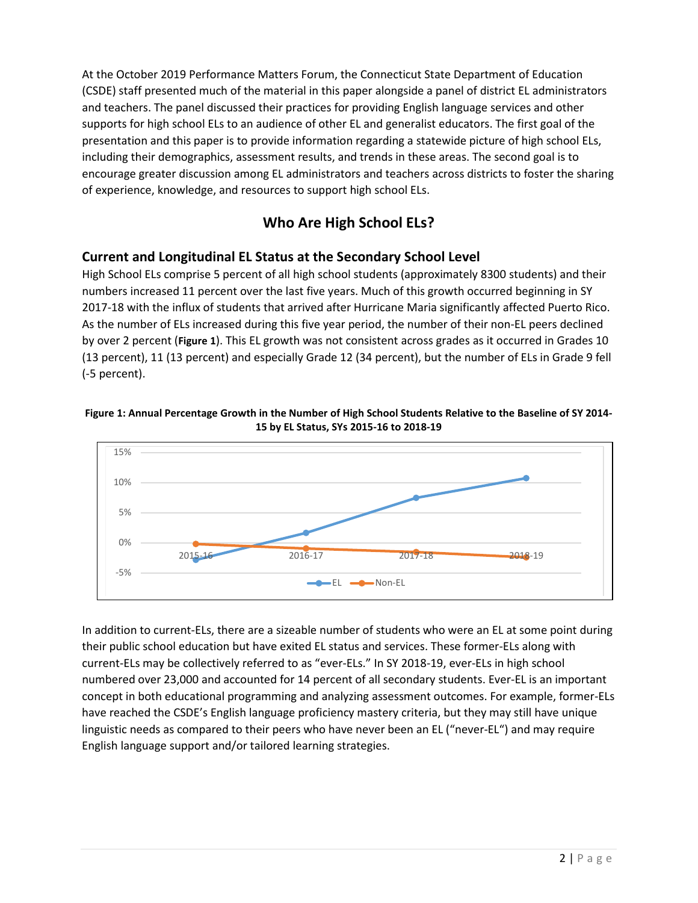At the October 2019 Performance Matters Forum, the Connecticut State Department of Education (CSDE) staff presented much of the material in this paper alongside a panel of district EL administrators and teachers. The panel discussed their practices for providing English language services and other supports for high school ELs to an audience of other EL and generalist educators. The first goal of the presentation and this paper is to provide information regarding a statewide picture of high school ELs, including their demographics, assessment results, and trends in these areas. The second goal is to encourage greater discussion among EL administrators and teachers across districts to foster the sharing of experience, knowledge, and resources to support high school ELs.

## Who Are High School ELs?

### Current and Longitudinal EL Status at the Secondary School Level

High School ELs comprise 5 percent of all high school students (approximately 8300 students) and their numbers increased 11 percent over the last five years. Much of this growth occurred beginning in SY 2017-18 with the influx of students that arrived after Hurricane Maria significantly affected Puerto Rico. As the number of ELs increased during this five year period, the number of their non-EL peers declined by over 2 percent (**Figure 1**). This EL growth was not consistent across grades as it occurred in Grades 10 (13 percent), 11 (13 percent) and especially Grade 12 (34 percent), but the number of ELs in Grade 9 fell (-5 percent).

**Figure 1: Annual Percentage Growth in the Number of High School Students Relative to the Baseline of SY 2014-15 by EL Status, SYs 2015-16 to 2018-19**

In addition to current-ELs, there are a sizeable number of students who were an EL at some point during their public school education but have exited EL status and services. These former-ELs along with current-ELs may be collectively referred to as "ever-ELs." In SY 2018-19, ever-ELs in high school numbered over 23,000 and accounted for 14 percent of all secondary students. Ever-EL is an important concept in both educational programming and analyzing assessment outcomes. For example, former-ELs have reached the CSDE's English language proficiency mastery criteria, but they may still have unique linguistic needs as compared to their peers who have never been an EL ("never-EL") and may require English language support and/or tailored learning strategies.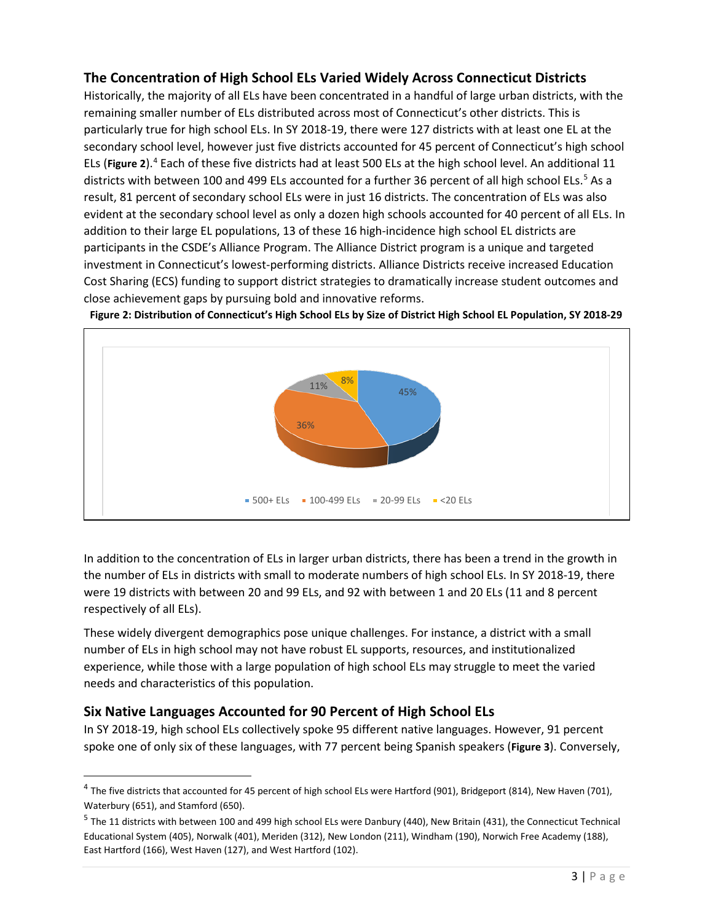## The Concentration of High School ELs Varied Widely Across Connecticut Districts

Historically, the majority of all ELs have been concentrated in a handful of large urban districts, with the remaining smaller number of ELs distributed across most of Connecticut's other districts. This is particularly true for high school ELs. In SY 2018-19, there were 127 districts with at least one EL at the secondary school level, however just five districts accounted for 45 percent of Connecticut's high school ELs (**Figure 2**).[4] Each of these five districts had at least 500 ELs at the high school level. An additional 11 districts with between 100 and 499 ELs accounted for a further 36 percent of all high school ELs.[5] As a result, 81 percent of secondary school ELs were in just 16 districts. The concentration of ELs was also evident at the secondary school level as only a dozen high schools accounted for 40 percent of all ELs. In addition to their large EL populations, 13 of these 16 high-incidence high school EL districts are participants in the CSDE's Alliance Program. The Alliance District program is a unique and targeted investment in Connecticut's lowest-performing districts. Alliance Districts receive increased Education Cost Sharing (ECS) funding to support district strategies to dramatically increase student outcomes and close achievement gaps by pursuing bold and innovative reforms.

**Figure 2: Distribution of Connecticut's High School ELs by Size of District High School EL Population, SY 2018-29**

| Size of District High School EL Population | Percent |
|---|---|
| 500+ ELs | 45% |
| 100-499 ELs | 36% |
| 20-99 ELs | 11% |
| <20 ELs | 8% |

In addition to the concentration of ELs in larger urban districts, there has been a trend in the growth in the number of ELs in districts with small to moderate numbers of high school ELs. In SY 2018-19, there were 19 districts with between 20 and 99 ELs, and 92 with between 1 and 20 ELs (11 and 8 percent respectively of all ELs).

These widely divergent demographics pose unique challenges. For instance, a district with a small number of ELs in high school may not have robust EL supports, resources, and institutionalized experience, while those with a large population of high school ELs may struggle to meet the varied needs and characteristics of this population.

## Six Native Languages Accounted for 90 Percent of High School ELs

In SY 2018-19, high school ELs collectively spoke 95 different native languages. However, 91 percent spoke one of only six of these languages, with 77 percent being Spanish speakers (**Figure 3**). Conversely,

---

[4] The five districts that accounted for 45 percent of high school ELs were Hartford (901), Bridgeport (814), New Haven (701), Waterbury (651), and Stamford (650).

[5] The 11 districts with between 100 and 499 high school ELs were Danbury (440), New Britain (431), the Connecticut Technical Educational System (405), Norwalk (401), Meriden (312), New London (211), Windham (190), Norwich Free Academy (188), East Hartford (166), West Haven (127), and West Hartford (102).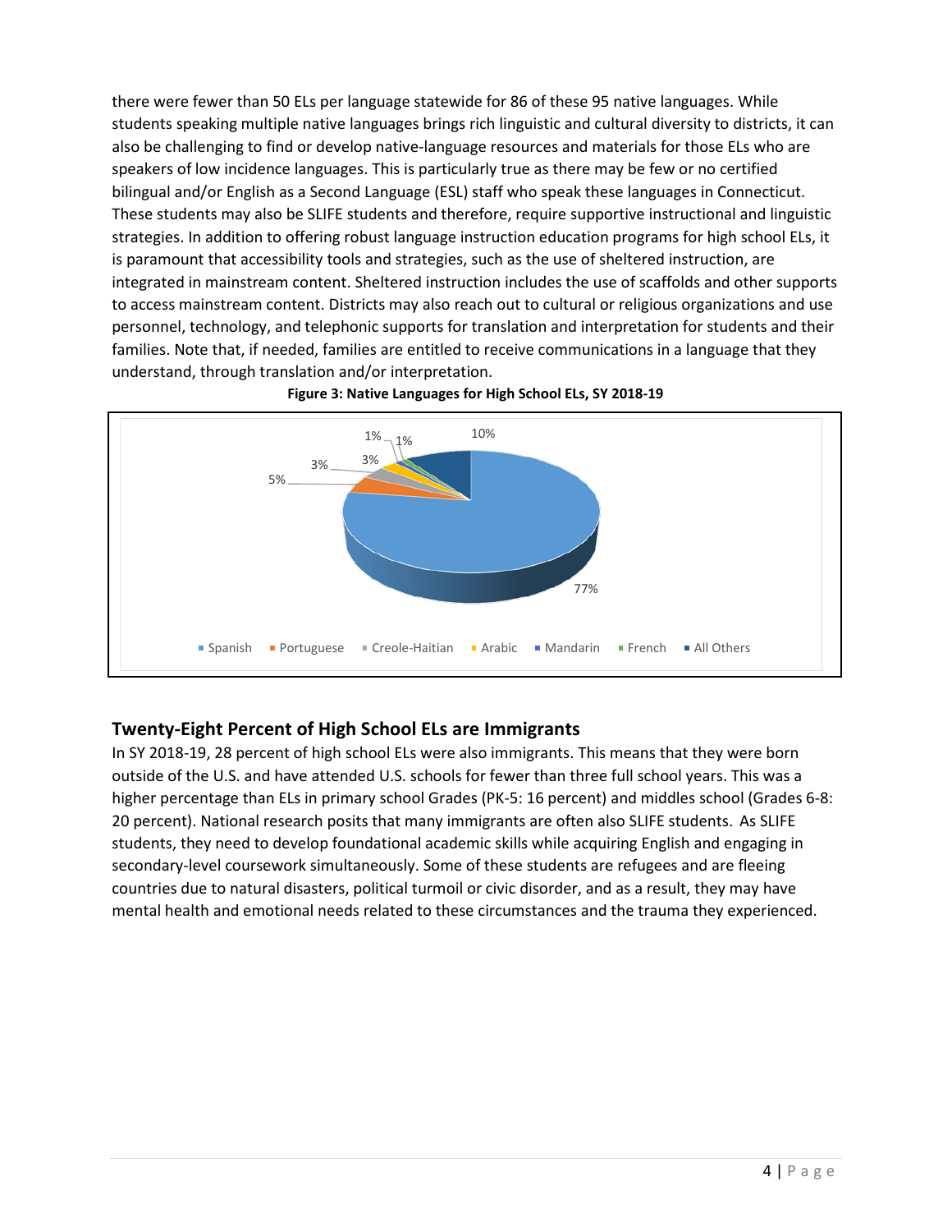there were fewer than 50 ELs per language statewide for 86 of these 95 native languages. While students speaking multiple native languages brings rich linguistic and cultural diversity to districts, it can also be challenging to find or develop native-language resources and materials for those ELs who are speakers of low incidence languages. This is particularly true as there may be few or no certified bilingual and/or English as a Second Language (ESL) staff who speak these languages in Connecticut. These students may also be SLIFE students and therefore, require supportive instructional and linguistic strategies. In addition to offering robust language instruction education programs for high school ELs, it is paramount that accessibility tools and strategies, such as the use of sheltered instruction, are integrated in mainstream content. Sheltered instruction includes the use of scaffolds and other supports to access mainstream content. Districts may also reach out to cultural or religious organizations and use personnel, technology, and telephonic supports for translation and interpretation for students and their families. Note that, if needed, families are entitled to receive communications in a language that they understand, through translation and/or interpretation.

**Figure 3: Native Languages for High School ELs, SY 2018-19**

| Language | Percent |
|---|---|
| Spanish | 77% |
| Portuguese | 5% |
| Creole-Haitian | 3% |
| Arabic | 3% |
| Mandarin | 1% |
| French | 1% |
| All Others | 10% |

## Twenty-Eight Percent of High School ELs are Immigrants

In SY 2018-19, 28 percent of high school ELs were also immigrants. This means that they were born outside of the U.S. and have attended U.S. schools for fewer than three full school years. This was a higher percentage than ELs in primary school Grades (PK-5: 16 percent) and middles school (Grades 6-8: 20 percent). National research posits that many immigrants are often also SLIFE students. As SLIFE students, they need to develop foundational academic skills while acquiring English and engaging in secondary-level coursework simultaneously. Some of these students are refugees and are fleeing countries due to natural disasters, political turmoil or civic disorder, and as a result, they may have mental health and emotional needs related to these circumstances and the trauma they experienced.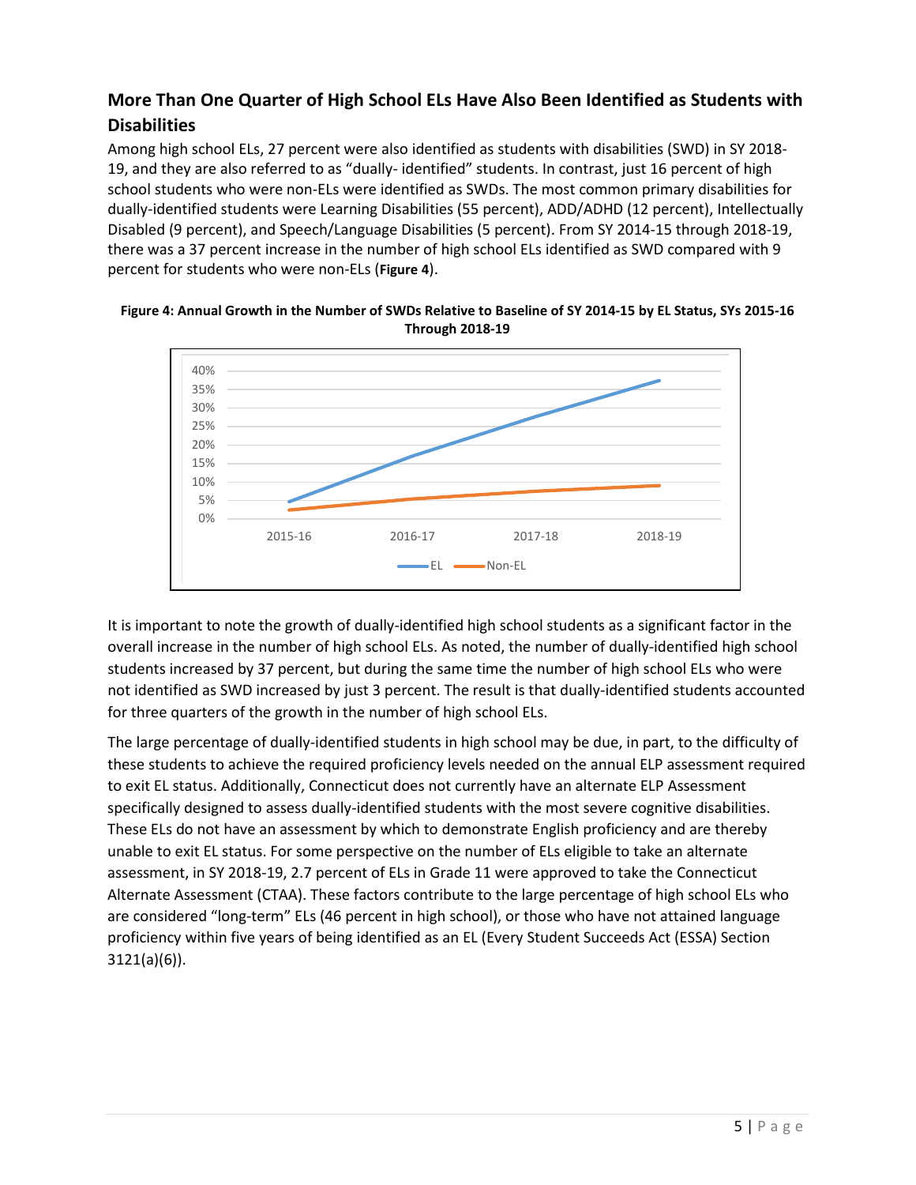## More Than One Quarter of High School ELs Have Also Been Identified as Students with Disabilities

Among high school ELs, 27 percent were also identified as students with disabilities (SWD) in SY 2018-19, and they are also referred to as "dually- identified" students. In contrast, just 16 percent of high school students who were non-ELs were identified as SWDs. The most common primary disabilities for dually-identified students were Learning Disabilities (55 percent), ADD/ADHD (12 percent), Intellectually Disabled (9 percent), and Speech/Language Disabilities (5 percent). From SY 2014-15 through 2018-19, there was a 37 percent increase in the number of high school ELs identified as SWD compared with 9 percent for students who were non-ELs (**Figure 4**).

**Figure 4: Annual Growth in the Number of SWDs Relative to Baseline of SY 2014-15 by EL Status, SYs 2015-16 Through 2018-19**

It is important to note the growth of dually-identified high school students as a significant factor in the overall increase in the number of high school ELs. As noted, the number of dually-identified high school students increased by 37 percent, but during the same time the number of high school ELs who were not identified as SWD increased by just 3 percent. The result is that dually-identified students accounted for three quarters of the growth in the number of high school ELs.

The large percentage of dually-identified students in high school may be due, in part, to the difficulty of these students to achieve the required proficiency levels needed on the annual ELP assessment required to exit EL status. Additionally, Connecticut does not currently have an alternate ELP Assessment specifically designed to assess dually-identified students with the most severe cognitive disabilities. These ELs do not have an assessment by which to demonstrate English proficiency and are thereby unable to exit EL status. For some perspective on the number of ELs eligible to take an alternate assessment, in SY 2018-19, 2.7 percent of ELs in Grade 11 were approved to take the Connecticut Alternate Assessment (CTAA). These factors contribute to the large percentage of high school ELs who are considered "long-term" ELs (46 percent in high school), or those who have not attained language proficiency within five years of being identified as an EL (Every Student Succeeds Act (ESSA) Section 3121(a)(6)).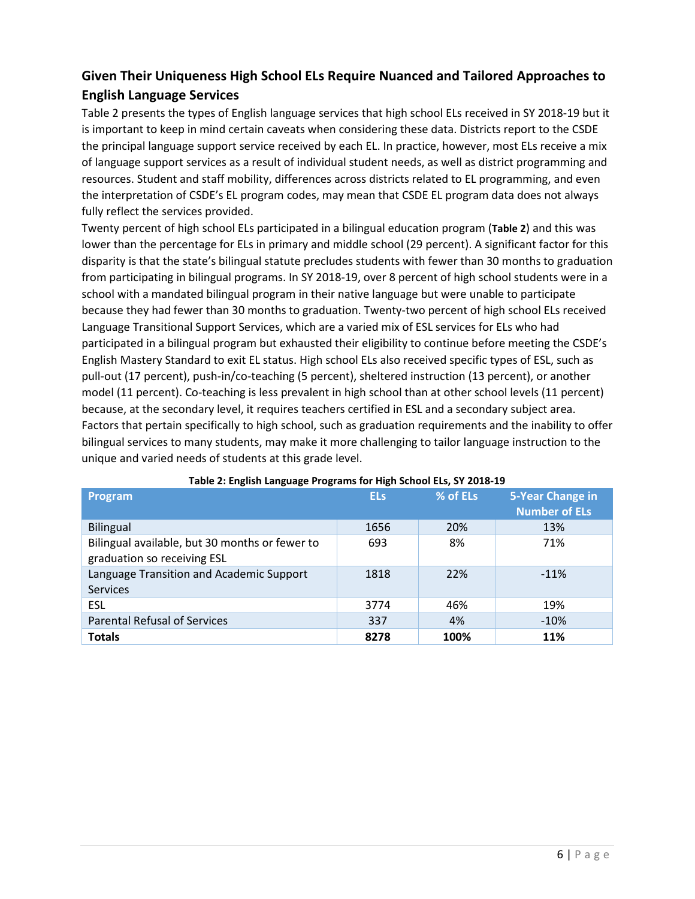## Given Their Uniqueness High School ELs Require Nuanced and Tailored Approaches to English Language Services

Table 2 presents the types of English language services that high school ELs received in SY 2018-19 but it is important to keep in mind certain caveats when considering these data. Districts report to the CSDE the principal language support service received by each EL. In practice, however, most ELs receive a mix of language support services as a result of individual student needs, as well as district programming and resources. Student and staff mobility, differences across districts related to EL programming, and even the interpretation of CSDE's EL program codes, may mean that CSDE EL program data does not always fully reflect the services provided.

Twenty percent of high school ELs participated in a bilingual education program (**Table 2**) and this was lower than the percentage for ELs in primary and middle school (29 percent). A significant factor for this disparity is that the state's bilingual statute precludes students with fewer than 30 months to graduation from participating in bilingual programs. In SY 2018-19, over 8 percent of high school students were in a school with a mandated bilingual program in their native language but were unable to participate because they had fewer than 30 months to graduation. Twenty-two percent of high school ELs received Language Transitional Support Services, which are a varied mix of ESL services for ELs who had participated in a bilingual program but exhausted their eligibility to continue before meeting the CSDE's English Mastery Standard to exit EL status. High school ELs also received specific types of ESL, such as pull-out (17 percent), push-in/co-teaching (5 percent), sheltered instruction (13 percent), or another model (11 percent). Co-teaching is less prevalent in high school than at other school levels (11 percent) because, at the secondary level, it requires teachers certified in ESL and a secondary subject area. Factors that pertain specifically to high school, such as graduation requirements and the inability to offer bilingual services to many students, may make it more challenging to tailor language instruction to the unique and varied needs of students at this grade level.

**Table 2: English Language Programs for High School ELs, SY 2018-19**

| Program | ELs | % of ELs | 5-Year Change in Number of ELs |
|---|---|---|---|
| Bilingual | 1656 | 20% | 13% |
| Bilingual available, but 30 months or fewer to graduation so receiving ESL | 693 | 8% | 71% |
| Language Transition and Academic Support Services | 1818 | 22% | -11% |
| ESL | 3774 | 46% | 19% |
| Parental Refusal of Services | 337 | 4% | -10% |
| **Totals** | **8278** | **100%** | **11%** |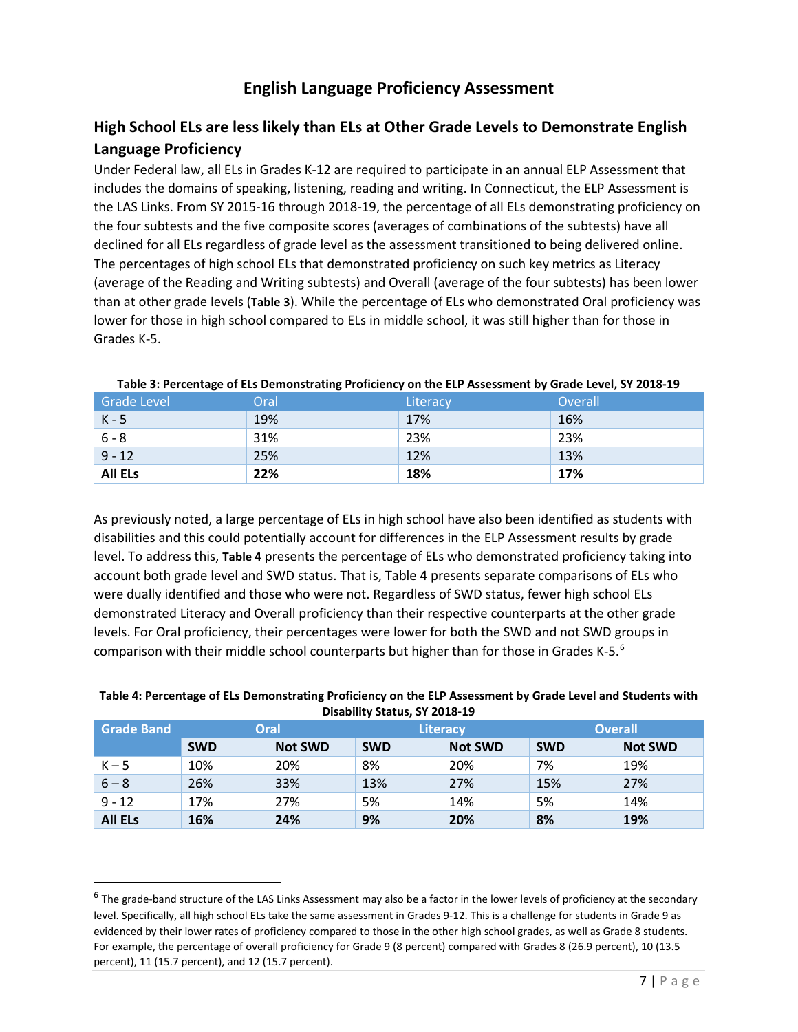# English Language Proficiency Assessment

## High School ELs are less likely than ELs at Other Grade Levels to Demonstrate English Language Proficiency

Under Federal law, all ELs in Grades K-12 are required to participate in an annual ELP Assessment that includes the domains of speaking, listening, reading and writing. In Connecticut, the ELP Assessment is the LAS Links. From SY 2015-16 through 2018-19, the percentage of all ELs demonstrating proficiency on the four subtests and the five composite scores (averages of combinations of the subtests) have all declined for all ELs regardless of grade level as the assessment transitioned to being delivered online. The percentages of high school ELs that demonstrated proficiency on such key metrics as Literacy (average of the Reading and Writing subtests) and Overall (average of the four subtests) has been lower than at other grade levels (**Table 3**). While the percentage of ELs who demonstrated Oral proficiency was lower for those in high school compared to ELs in middle school, it was still higher than for those in Grades K-5.

**Table 3: Percentage of ELs Demonstrating Proficiency on the ELP Assessment by Grade Level, SY 2018-19**

| Grade Level | Oral | Literacy | Overall |
|---|---|---|---|
| K - 5 | 19% | 17% | 16% |
| 6 - 8 | 31% | 23% | 23% |
| 9 - 12 | 25% | 12% | 13% |
| **All ELs** | **22%** | **18%** | **17%** |

As previously noted, a large percentage of ELs in high school have also been identified as students with disabilities and this could potentially account for differences in the ELP Assessment results by grade level. To address this, **Table 4** presents the percentage of ELs who demonstrated proficiency taking into account both grade level and SWD status. That is, Table 4 presents separate comparisons of ELs who were dually identified and those who were not. Regardless of SWD status, fewer high school ELs demonstrated Literacy and Overall proficiency than their respective counterparts at the other grade levels. For Oral proficiency, their percentages were lower for both the SWD and not SWD groups in comparison with their middle school counterparts but higher than for those in Grades K-5.[6]

**Table 4: Percentage of ELs Demonstrating Proficiency on the ELP Assessment by Grade Level and Students with Disability Status, SY 2018-19**

| Grade Band | Oral | | Literacy | | Overall | |
|---|---|---|---|---|---|---|
| | **SWD** | **Not SWD** | **SWD** | **Not SWD** | **SWD** | **Not SWD** |
| K – 5 | 10% | 20% | 8% | 20% | 7% | 19% |
| 6 – 8 | 26% | 33% | 13% | 27% | 15% | 27% |
| 9 - 12 | 17% | 27% | 5% | 14% | 5% | 14% |
| **All ELs** | **16%** | **24%** | **9%** | **20%** | **8%** | **19%** |

[6] The grade-band structure of the LAS Links Assessment may also be a factor in the lower levels of proficiency at the secondary level. Specifically, all high school ELs take the same assessment in Grades 9-12. This is a challenge for students in Grade 9 as evidenced by their lower rates of proficiency compared to those in the other high school grades, as well as Grade 8 students. For example, the percentage of overall proficiency for Grade 9 (8 percent) compared with Grades 8 (26.9 percent), 10 (13.5 percent), 11 (15.7 percent), and 12 (15.7 percent).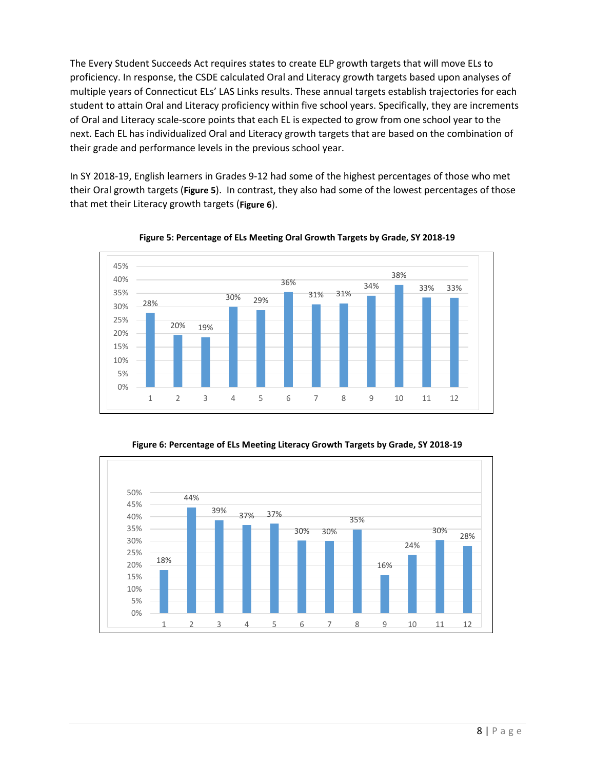The Every Student Succeeds Act requires states to create ELP growth targets that will move ELs to proficiency. In response, the CSDE calculated Oral and Literacy growth targets based upon analyses of multiple years of Connecticut ELs' LAS Links results. These annual targets establish trajectories for each student to attain Oral and Literacy proficiency within five school years. Specifically, they are increments of Oral and Literacy scale-score points that each EL is expected to grow from one school year to the next. Each EL has individualized Oral and Literacy growth targets that are based on the combination of their grade and performance levels in the previous school year.

In SY 2018-19, English learners in Grades 9-12 had some of the highest percentages of those who met their Oral growth targets (**Figure 5**). In contrast, they also had some of the lowest percentages of those that met their Literacy growth targets (**Figure 6**).

**Figure 5: Percentage of ELs Meeting Oral Growth Targets by Grade, SY 2018-19**

| Grade | 1 | 2 | 3 | 4 | 5 | 6 | 7 | 8 | 9 | 10 | 11 | 12 |
|---|---|---|---|---|---|---|---|---|---|---|---|---|
| Percentage | 28% | 20% | 19% | 30% | 29% | 36% | 31% | 31% | 34% | 38% | 33% | 33% |

**Figure 6: Percentage of ELs Meeting Literacy Growth Targets by Grade, SY 2018-19**

| Grade | 1 | 2 | 3 | 4 | 5 | 6 | 7 | 8 | 9 | 10 | 11 | 12 |
|---|---|---|---|---|---|---|---|---|---|---|---|---|
| Percentage | 18% | 44% | 39% | 37% | 37% | 30% | 30% | 35% | 16% | 24% | 30% | 28% |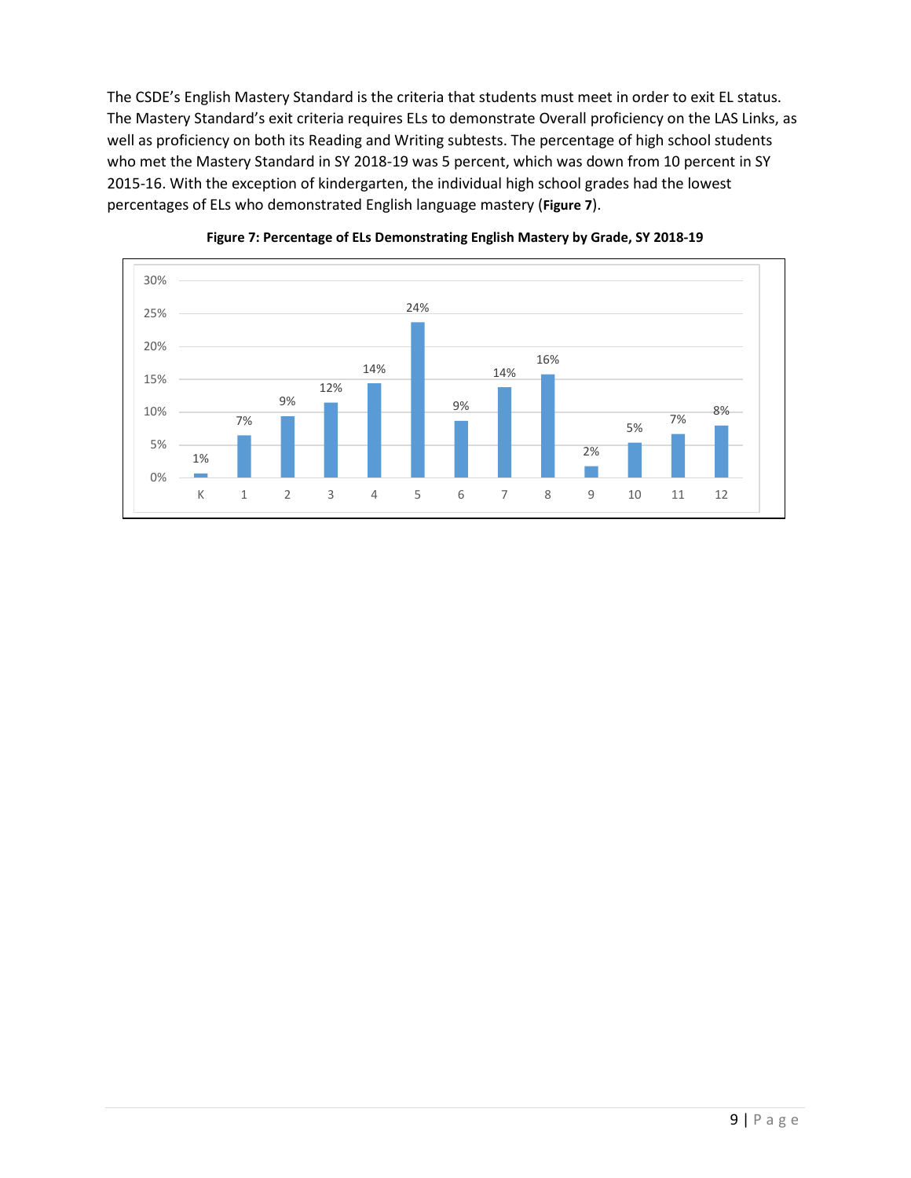The CSDE's English Mastery Standard is the criteria that students must meet in order to exit EL status. The Mastery Standard's exit criteria requires ELs to demonstrate Overall proficiency on the LAS Links, as well as proficiency on both its Reading and Writing subtests. The percentage of high school students who met the Mastery Standard in SY 2018-19 was 5 percent, which was down from 10 percent in SY 2015-16. With the exception of kindergarten, the individual high school grades had the lowest percentages of ELs who demonstrated English language mastery (**Figure 7**).

**Figure 7: Percentage of ELs Demonstrating English Mastery by Grade, SY 2018-19**

| Grade | K | 1 | 2 | 3 | 4 | 5 | 6 | 7 | 8 | 9 | 10 | 11 | 12 |
|---|---|---|---|---|---|---|---|---|---|---|---|---|---|
| Percentage | 1% | 7% | 9% | 12% | 14% | 24% | 9% | 14% | 16% | 2% | 5% | 7% | 8% |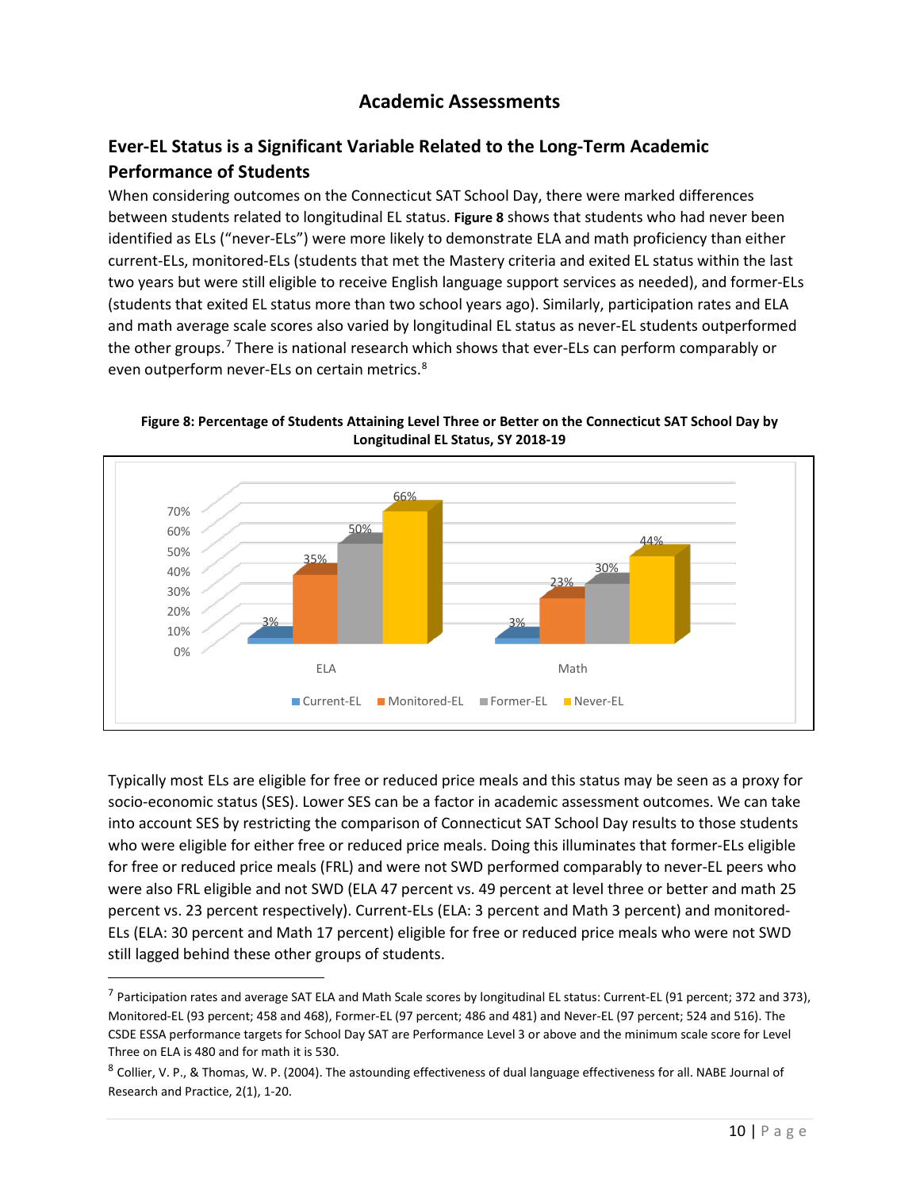# Academic Assessments

## Ever-EL Status is a Significant Variable Related to the Long-Term Academic Performance of Students

When considering outcomes on the Connecticut SAT School Day, there were marked differences between students related to longitudinal EL status. **Figure 8** shows that students who had never been identified as ELs ("never-ELs") were more likely to demonstrate ELA and math proficiency than either current-ELs, monitored-ELs (students that met the Mastery criteria and exited EL status within the last two years but were still eligible to receive English language support services as needed), and former-ELs (students that exited EL status more than two school years ago). Similarly, participation rates and ELA and math average scale scores also varied by longitudinal EL status as never-EL students outperformed the other groups.[7] There is national research which shows that ever-ELs can perform comparably or even outperform never-ELs on certain metrics.[8]

**Figure 8: Percentage of Students Attaining Level Three or Better on the Connecticut SAT School Day by Longitudinal EL Status, SY 2018-19**

| | Current-EL | Monitored-EL | Former-EL | Never-EL |
|---|---|---|---|---|
| ELA | 3% | 35% | 50% | 66% |
| Math | 3% | 23% | 30% | 44% |

Typically most ELs are eligible for free or reduced price meals and this status may be seen as a proxy for socio-economic status (SES). Lower SES can be a factor in academic assessment outcomes. We can take into account SES by restricting the comparison of Connecticut SAT School Day results to those students who were eligible for either free or reduced price meals. Doing this illuminates that former-ELs eligible for free or reduced price meals (FRL) and were not SWD performed comparably to never-EL peers who were also FRL eligible and not SWD (ELA 47 percent vs. 49 percent at level three or better and math 25 percent vs. 23 percent respectively). Current-ELs (ELA: 3 percent and Math 3 percent) and monitored-ELs (ELA: 30 percent and Math 17 percent) eligible for free or reduced price meals who were not SWD still lagged behind these other groups of students.

---

[7] Participation rates and average SAT ELA and Math Scale scores by longitudinal EL status: Current-EL (91 percent; 372 and 373), Monitored-EL (93 percent; 458 and 468), Former-EL (97 percent; 486 and 481) and Never-EL (97 percent; 524 and 516). The CSDE ESSA performance targets for School Day SAT are Performance Level 3 or above and the minimum scale score for Level Three on ELA is 480 and for math it is 530.

[8] Collier, V. P., & Thomas, W. P. (2004). The astounding effectiveness of dual language effectiveness for all. NABE Journal of Research and Practice, 2(1), 1-20.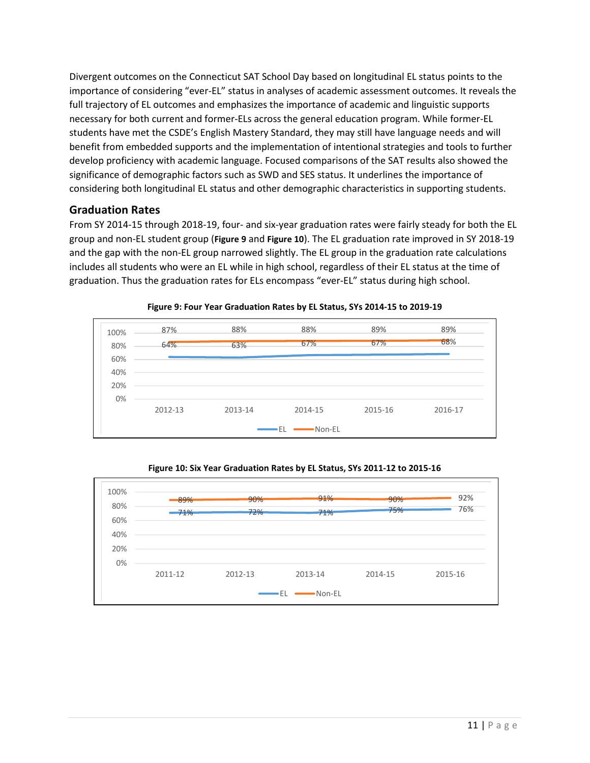Divergent outcomes on the Connecticut SAT School Day based on longitudinal EL status points to the importance of considering "ever-EL" status in analyses of academic assessment outcomes. It reveals the full trajectory of EL outcomes and emphasizes the importance of academic and linguistic supports necessary for both current and former-ELs across the general education program. While former-EL students have met the CSDE's English Mastery Standard, they may still have language needs and will benefit from embedded supports and the implementation of intentional strategies and tools to further develop proficiency with academic language. Focused comparisons of the SAT results also showed the significance of demographic factors such as SWD and SES status. It underlines the importance of considering both longitudinal EL status and other demographic characteristics in supporting students.

## Graduation Rates

From SY 2014-15 through 2018-19, four- and six-year graduation rates were fairly steady for both the EL group and non-EL student group (**Figure 9** and **Figure 10**). The EL graduation rate improved in SY 2018-19 and the gap with the non-EL group narrowed slightly. The EL group in the graduation rate calculations includes all students who were an EL while in high school, regardless of their EL status at the time of graduation. Thus the graduation rates for ELs encompass "ever-EL" status during high school.

**Figure 9: Four Year Graduation Rates by EL Status, SYs 2014-15 to 2019-19**

| | 2012-13 | 2013-14 | 2014-15 | 2015-16 | 2016-17 |
|---|---|---|---|---|---|
| EL | 64% | 63% | 67% | 67% | 68% |
| Non-EL | 87% | 88% | 88% | 89% | 89% |

**Figure 10: Six Year Graduation Rates by EL Status, SYs 2011-12 to 2015-16**

| | 2011-12 | 2012-13 | 2013-14 | 2014-15 | 2015-16 |
|---|---|---|---|---|---|
| EL | 71% | 72% | 71% | 75% | 76% |
| Non-EL | 89% | 90% | 91% | 90% | 92% |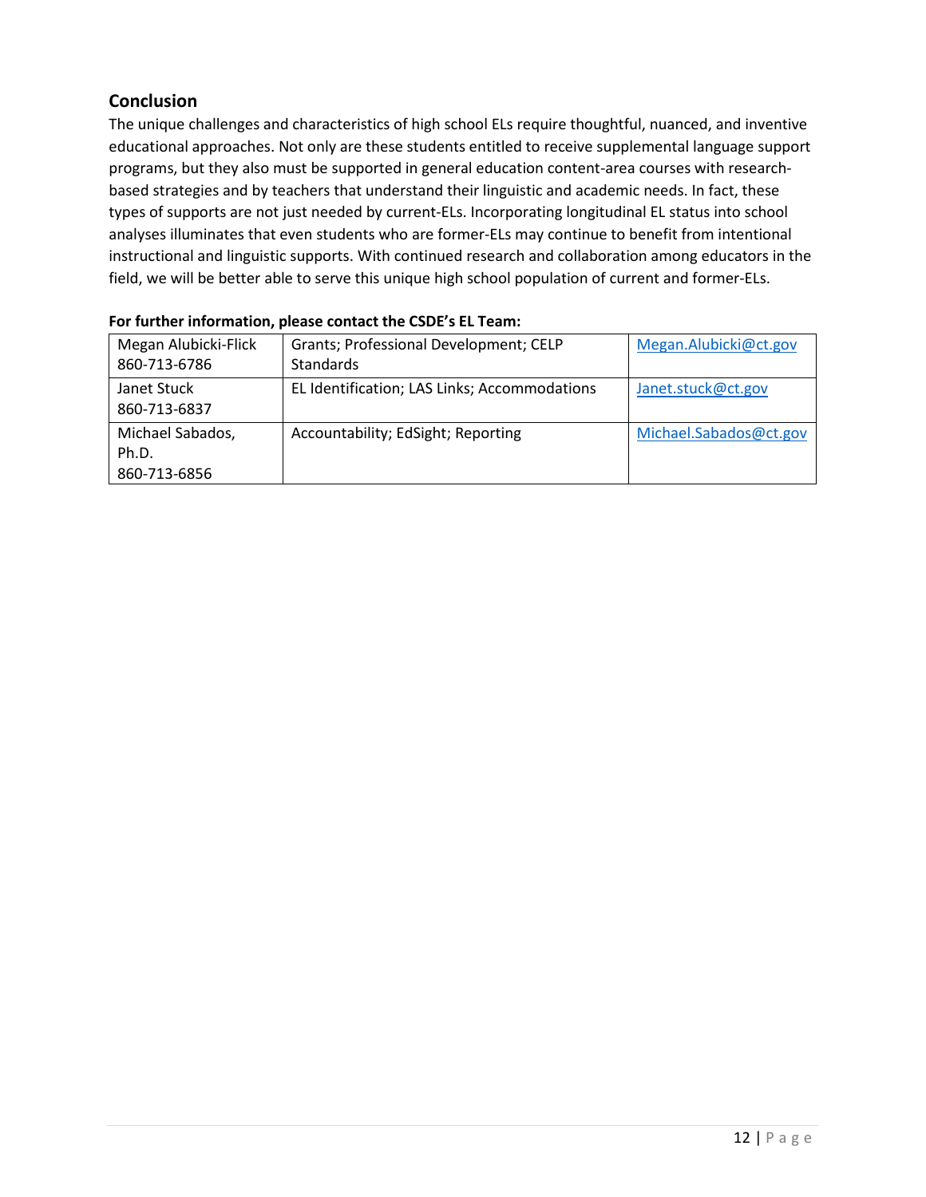## Conclusion

The unique challenges and characteristics of high school ELs require thoughtful, nuanced, and inventive educational approaches. Not only are these students entitled to receive supplemental language support programs, but they also must be supported in general education content-area courses with research-based strategies and by teachers that understand their linguistic and academic needs. In fact, these types of supports are not just needed by current-ELs. Incorporating longitudinal EL status into school analyses illuminates that even students who are former-ELs may continue to benefit from intentional instructional and linguistic supports. With continued research and collaboration among educators in the field, we will be better able to serve this unique high school population of current and former-ELs.

**For further information, please contact the CSDE's EL Team:**

| | | |
|---|---|---|
| Megan Alubicki-Flick<br>860-713-6786 | Grants; Professional Development; CELP Standards | Megan.Alubicki@ct.gov |
| Janet Stuck<br>860-713-6837 | EL Identification; LAS Links; Accommodations | Janet.stuck@ct.gov |
| Michael Sabados, Ph.D.<br>860-713-6856 | Accountability; EdSight; Reporting | Michael.Sabados@ct.gov |